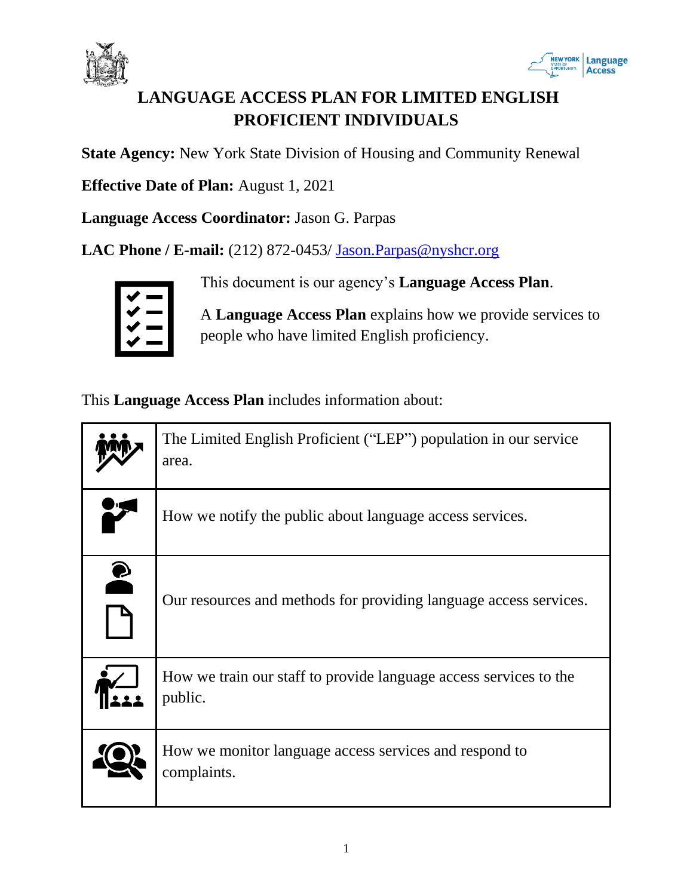# LANGUAGE ACCESS PLAN FOR LIMITED ENGLISH PROFICIENT INDIVIDUALS

**State Agency:** New York State Division of Housing and Community Renewal

**Effective Date of Plan:** August 1, 2021

**Language Access Coordinator:** Jason G. Parpas

**LAC Phone / E-mail:** (212) 872-0453/ Jason.Parpas@nyshcr.org

This document is our agency's **Language Access Plan**.

A **Language Access Plan** explains how we provide services to people who have limited English proficiency.

This **Language Access Plan** includes information about:

| | |
|---|---|
| | The Limited English Proficient ("LEP") population in our service area. |
| | How we notify the public about language access services. |
| | Our resources and methods for providing language access services. |
| | How we train our staff to provide language access services to the public. |
| | How we monitor language access services and respond to complaints. |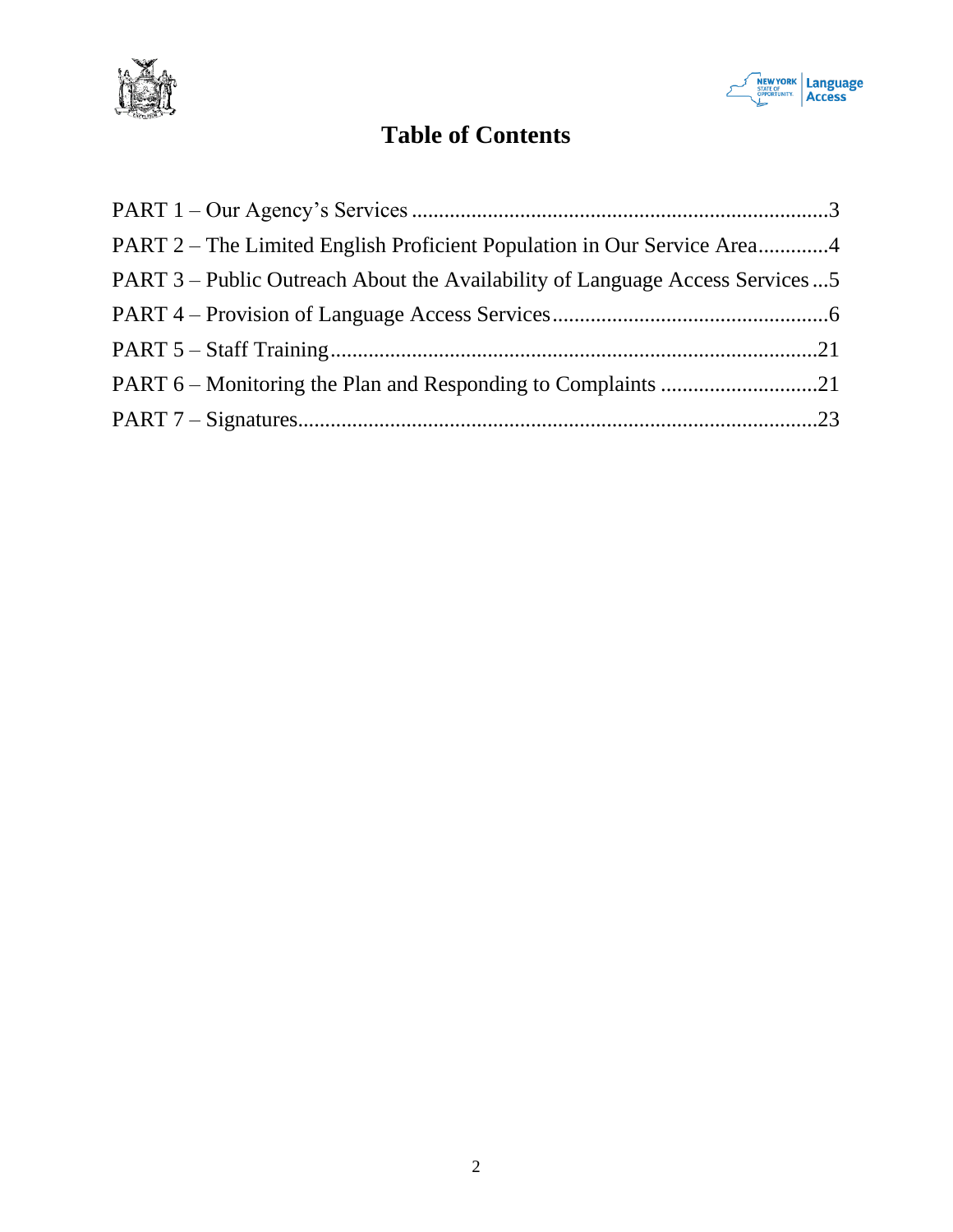# Table of Contents

PART 1 – Our Agency's Services ......................................................................3

PART 2 – The Limited English Proficient Population in Our Service Area.............4

PART 3 – Public Outreach About the Availability of Language Access Services ...5

PART 4 – Provision of Language Access Services..................................................6

PART 5 – Staff Training.......................................................................................21

PART 6 – Monitoring the Plan and Responding to Complaints ............................21

PART 7 – Signatures............................................................................................23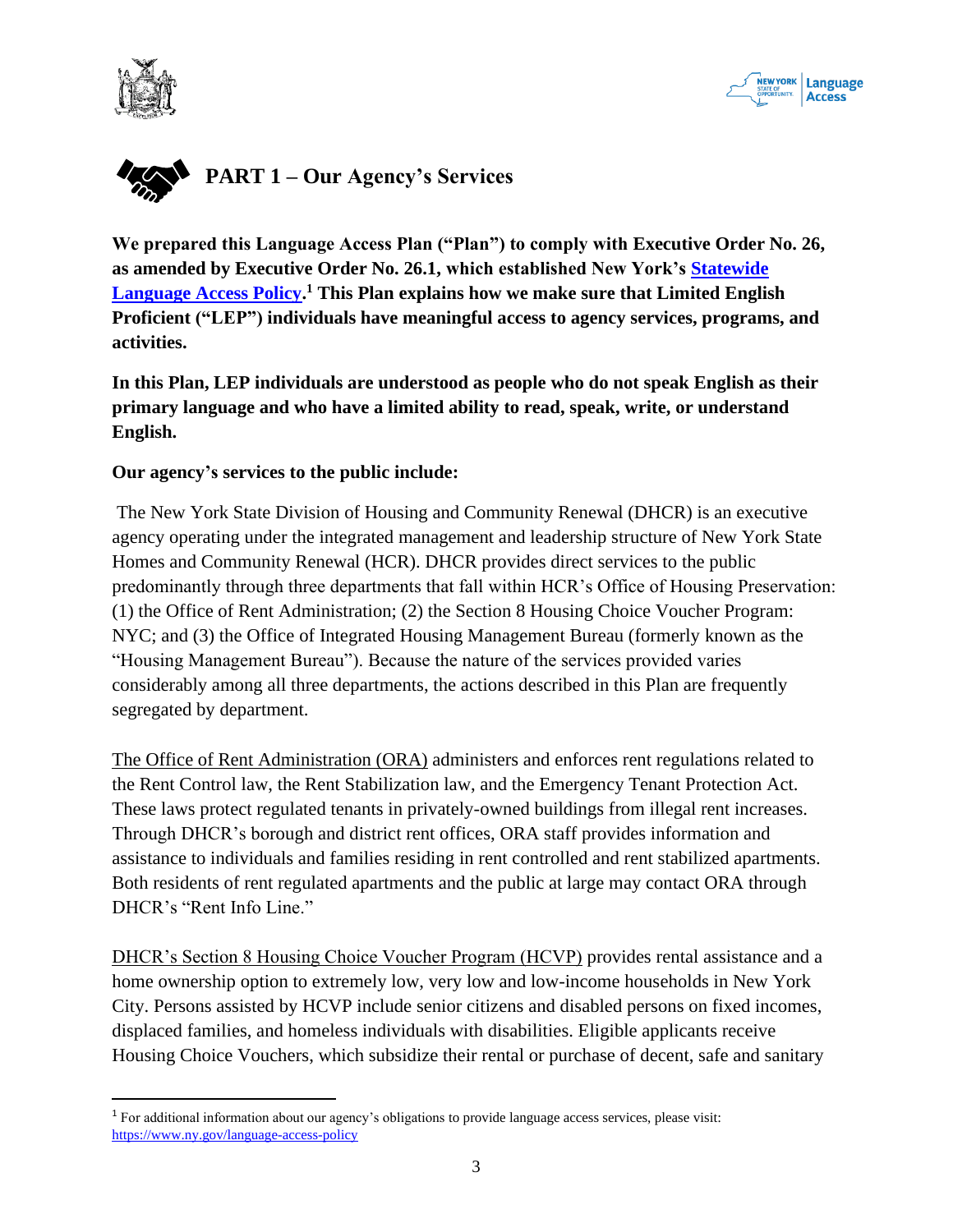# PART 1 – Our Agency's Services

**We prepared this Language Access Plan ("Plan") to comply with Executive Order No. 26, as amended by Executive Order No. 26.1, which established New York's Statewide Language Access Policy.[1] This Plan explains how we make sure that Limited English Proficient ("LEP") individuals have meaningful access to agency services, programs, and activities.**

**In this Plan, LEP individuals are understood as people who do not speak English as their primary language and who have a limited ability to read, speak, write, or understand English.**

**Our agency's services to the public include:**

The New York State Division of Housing and Community Renewal (DHCR) is an executive agency operating under the integrated management and leadership structure of New York State Homes and Community Renewal (HCR). DHCR provides direct services to the public predominantly through three departments that fall within HCR's Office of Housing Preservation: (1) the Office of Rent Administration; (2) the Section 8 Housing Choice Voucher Program: NYC; and (3) the Office of Integrated Housing Management Bureau (formerly known as the "Housing Management Bureau"). Because the nature of the services provided varies considerably among all three departments, the actions described in this Plan are frequently segregated by department.

The Office of Rent Administration (ORA) administers and enforces rent regulations related to the Rent Control law, the Rent Stabilization law, and the Emergency Tenant Protection Act. These laws protect regulated tenants in privately-owned buildings from illegal rent increases. Through DHCR's borough and district rent offices, ORA staff provides information and assistance to individuals and families residing in rent controlled and rent stabilized apartments. Both residents of rent regulated apartments and the public at large may contact ORA through DHCR's "Rent Info Line."

DHCR's Section 8 Housing Choice Voucher Program (HCVP) provides rental assistance and a home ownership option to extremely low, very low and low-income households in New York City. Persons assisted by HCVP include senior citizens and disabled persons on fixed incomes, displaced families, and homeless individuals with disabilities. Eligible applicants receive Housing Choice Vouchers, which subsidize their rental or purchase of decent, safe and sanitary

---

[1] For additional information about our agency's obligations to provide language access services, please visit: https://www.ny.gov/language-access-policy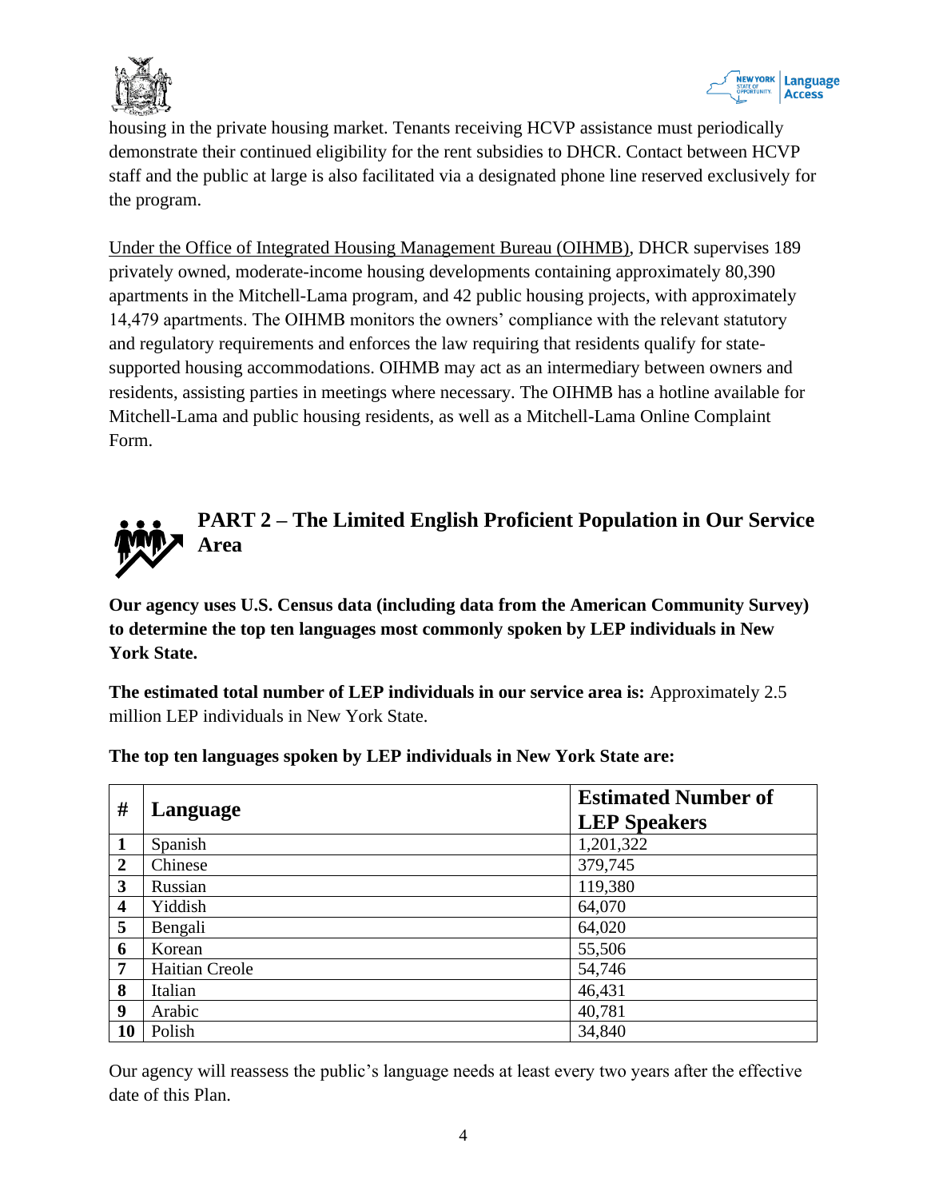housing in the private housing market. Tenants receiving HCVP assistance must periodically demonstrate their continued eligibility for the rent subsidies to DHCR. Contact between HCVP staff and the public at large is also facilitated via a designated phone line reserved exclusively for the program.

Under the Office of Integrated Housing Management Bureau (OIHMB), DHCR supervises 189 privately owned, moderate-income housing developments containing approximately 80,390 apartments in the Mitchell-Lama program, and 42 public housing projects, with approximately 14,479 apartments. The OIHMB monitors the owners' compliance with the relevant statutory and regulatory requirements and enforces the law requiring that residents qualify for state-supported housing accommodations. OIHMB may act as an intermediary between owners and residents, assisting parties in meetings where necessary. The OIHMB has a hotline available for Mitchell-Lama and public housing residents, as well as a Mitchell-Lama Online Complaint Form.

## PART 2 – The Limited English Proficient Population in Our Service Area

**Our agency uses U.S. Census data (including data from the American Community Survey) to determine the top ten languages most commonly spoken by LEP individuals in New York State.**

**The estimated total number of LEP individuals in our service area is:** Approximately 2.5 million LEP individuals in New York State.

**The top ten languages spoken by LEP individuals in New York State are:**

| # | Language | Estimated Number of LEP Speakers |
|---|---|---|
| 1 | Spanish | 1,201,322 |
| 2 | Chinese | 379,745 |
| 3 | Russian | 119,380 |
| 4 | Yiddish | 64,070 |
| 5 | Bengali | 64,020 |
| 6 | Korean | 55,506 |
| 7 | Haitian Creole | 54,746 |
| 8 | Italian | 46,431 |
| 9 | Arabic | 40,781 |
| 10 | Polish | 34,840 |

Our agency will reassess the public's language needs at least every two years after the effective date of this Plan.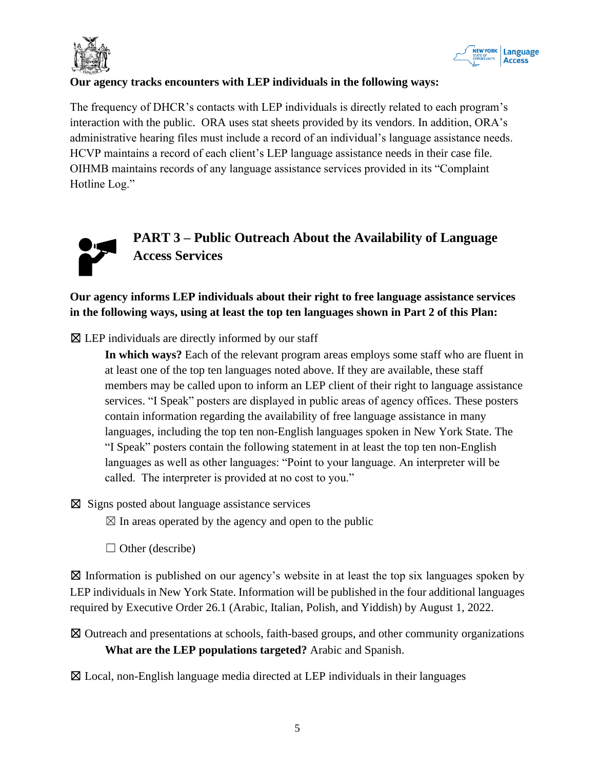**Our agency tracks encounters with LEP individuals in the following ways:**

The frequency of DHCR's contacts with LEP individuals is directly related to each program's interaction with the public. ORA uses stat sheets provided by its vendors. In addition, ORA's administrative hearing files must include a record of an individual's language assistance needs. HCVP maintains a record of each client's LEP language assistance needs in their case file. OIHMB maintains records of any language assistance services provided in its "Complaint Hotline Log."

## PART 3 – Public Outreach About the Availability of Language Access Services

**Our agency informs LEP individuals about their right to free language assistance services in the following ways, using at least the top ten languages shown in Part 2 of this Plan:**

☒ LEP individuals are directly informed by our staff

> **In which ways?** Each of the relevant program areas employs some staff who are fluent in at least one of the top ten languages noted above. If they are available, these staff members may be called upon to inform an LEP client of their right to language assistance services. "I Speak" posters are displayed in public areas of agency offices. These posters contain information regarding the availability of free language assistance in many languages, including the top ten non-English languages spoken in New York State. The "I Speak" posters contain the following statement in at least the top ten non-English languages as well as other languages: "Point to your language. An interpreter will be called. The interpreter is provided at no cost to you."

☒ Signs posted about language assistance services

> ☒ In areas operated by the agency and open to the public
>
> ☐ Other (describe)

☒ Information is published on our agency's website in at least the top six languages spoken by LEP individuals in New York State. Information will be published in the four additional languages required by Executive Order 26.1 (Arabic, Italian, Polish, and Yiddish) by August 1, 2022.

☒ Outreach and presentations at schools, faith-based groups, and other community organizations

> **What are the LEP populations targeted?** Arabic and Spanish.

☒ Local, non-English language media directed at LEP individuals in their languages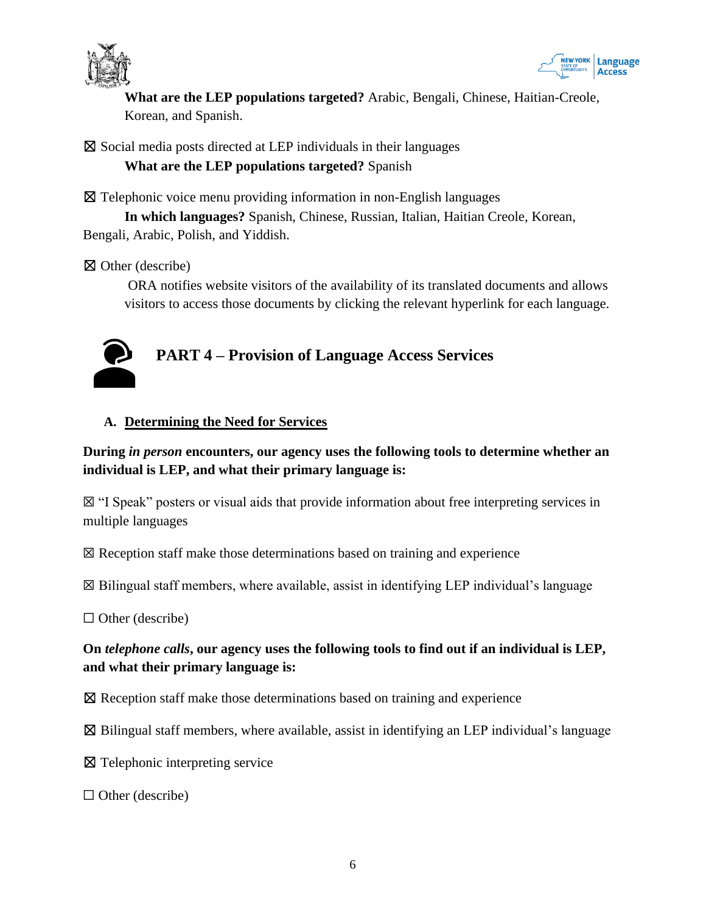**What are the LEP populations targeted?** Arabic, Bengali, Chinese, Haitian-Creole, Korean, and Spanish.

☒ Social media posts directed at LEP individuals in their languages
**What are the LEP populations targeted?** Spanish

☒ Telephonic voice menu providing information in non-English languages
**In which languages?** Spanish, Chinese, Russian, Italian, Haitian Creole, Korean, Bengali, Arabic, Polish, and Yiddish.

☒ Other (describe)
ORA notifies website visitors of the availability of its translated documents and allows visitors to access those documents by clicking the relevant hyperlink for each language.

## PART 4 – Provision of Language Access Services

### A. Determining the Need for Services

**During *in person* encounters, our agency uses the following tools to determine whether an individual is LEP, and what their primary language is:**

☒ "I Speak" posters or visual aids that provide information about free interpreting services in multiple languages

☒ Reception staff make those determinations based on training and experience

☒ Bilingual staff members, where available, assist in identifying LEP individual's language

☐ Other (describe)

**On *telephone calls*, our agency uses the following tools to find out if an individual is LEP, and what their primary language is:**

☒ Reception staff make those determinations based on training and experience

☒ Bilingual staff members, where available, assist in identifying an LEP individual's language

☒ Telephonic interpreting service

☐ Other (describe)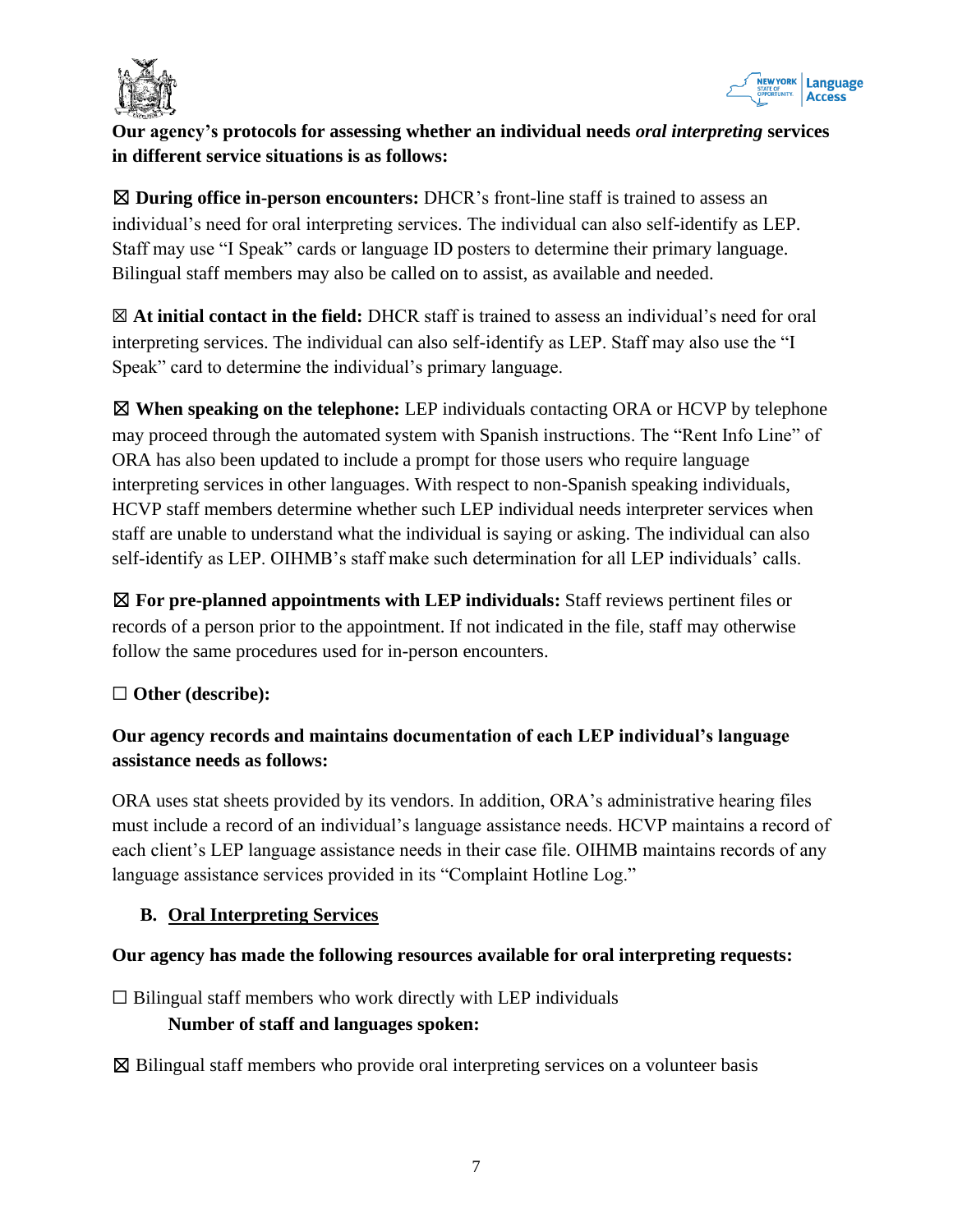**Our agency's protocols for assessing whether an individual needs *oral interpreting* services in different service situations is as follows:**

☒ **During office in-person encounters:** DHCR's front-line staff is trained to assess an individual's need for oral interpreting services. The individual can also self-identify as LEP. Staff may use "I Speak" cards or language ID posters to determine their primary language. Bilingual staff members may also be called on to assist, as available and needed.

☒ **At initial contact in the field:** DHCR staff is trained to assess an individual's need for oral interpreting services. The individual can also self-identify as LEP. Staff may also use the "I Speak" card to determine the individual's primary language.

☒ **When speaking on the telephone:** LEP individuals contacting ORA or HCVP by telephone may proceed through the automated system with Spanish instructions. The "Rent Info Line" of ORA has also been updated to include a prompt for those users who require language interpreting services in other languages. With respect to non-Spanish speaking individuals, HCVP staff members determine whether such LEP individual needs interpreter services when staff are unable to understand what the individual is saying or asking. The individual can also self-identify as LEP. OIHMB's staff make such determination for all LEP individuals' calls.

☒ **For pre-planned appointments with LEP individuals:** Staff reviews pertinent files or records of a person prior to the appointment. If not indicated in the file, staff may otherwise follow the same procedures used for in-person encounters.

☐ **Other (describe):**

**Our agency records and maintains documentation of each LEP individual's language assistance needs as follows:**

ORA uses stat sheets provided by its vendors. In addition, ORA's administrative hearing files must include a record of an individual's language assistance needs. HCVP maintains a record of each client's LEP language assistance needs in their case file. OIHMB maintains records of any language assistance services provided in its "Complaint Hotline Log."

### B. Oral Interpreting Services

**Our agency has made the following resources available for oral interpreting requests:**

☐ Bilingual staff members who work directly with LEP individuals

**Number of staff and languages spoken:**

☒ Bilingual staff members who provide oral interpreting services on a volunteer basis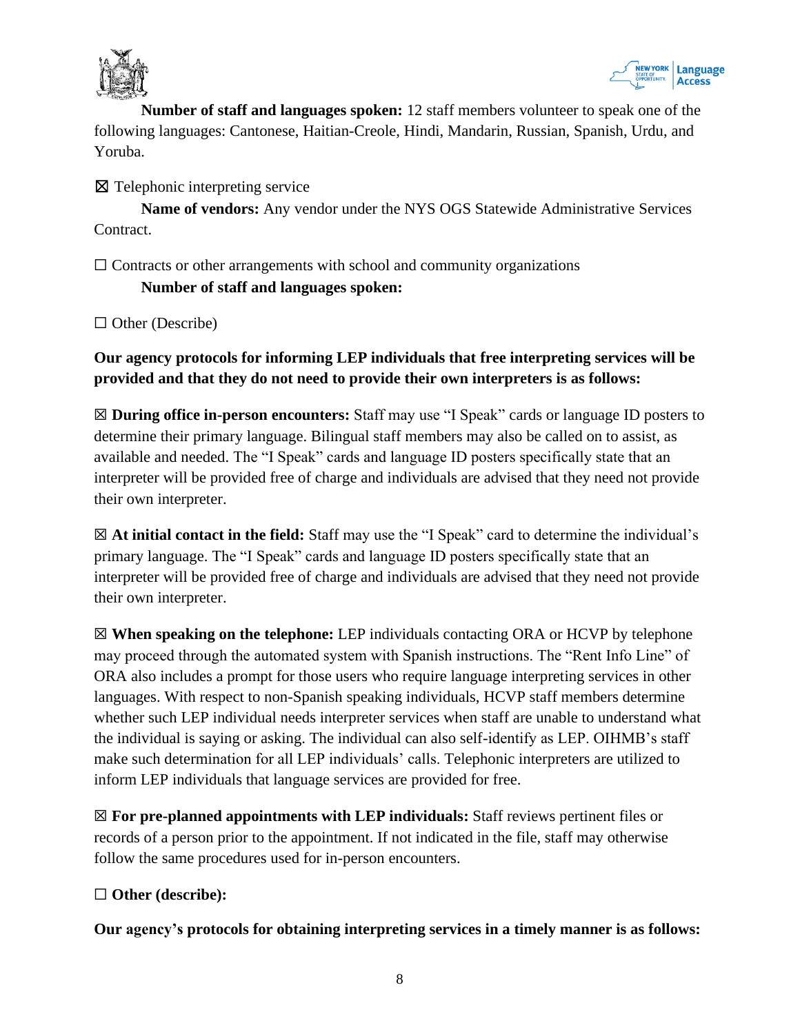**Number of staff and languages spoken:** 12 staff members volunteer to speak one of the following languages: Cantonese, Haitian-Creole, Hindi, Mandarin, Russian, Spanish, Urdu, and Yoruba.

☒ Telephonic interpreting service

**Name of vendors:** Any vendor under the NYS OGS Statewide Administrative Services Contract.

☐ Contracts or other arrangements with school and community organizations

**Number of staff and languages spoken:**

☐ Other (Describe)

**Our agency protocols for informing LEP individuals that free interpreting services will be provided and that they do not need to provide their own interpreters is as follows:**

☒ **During office in-person encounters:** Staff may use "I Speak" cards or language ID posters to determine their primary language. Bilingual staff members may also be called on to assist, as available and needed. The "I Speak" cards and language ID posters specifically state that an interpreter will be provided free of charge and individuals are advised that they need not provide their own interpreter.

☒ **At initial contact in the field:** Staff may use the "I Speak" card to determine the individual's primary language. The "I Speak" cards and language ID posters specifically state that an interpreter will be provided free of charge and individuals are advised that they need not provide their own interpreter.

☒ **When speaking on the telephone:** LEP individuals contacting ORA or HCVP by telephone may proceed through the automated system with Spanish instructions. The "Rent Info Line" of ORA also includes a prompt for those users who require language interpreting services in other languages. With respect to non-Spanish speaking individuals, HCVP staff members determine whether such LEP individual needs interpreter services when staff are unable to understand what the individual is saying or asking. The individual can also self-identify as LEP. OIHMB's staff make such determination for all LEP individuals' calls. Telephonic interpreters are utilized to inform LEP individuals that language services are provided for free.

☒ **For pre-planned appointments with LEP individuals:** Staff reviews pertinent files or records of a person prior to the appointment. If not indicated in the file, staff may otherwise follow the same procedures used for in-person encounters.

☐ **Other (describe):**

**Our agency's protocols for obtaining interpreting services in a timely manner is as follows:**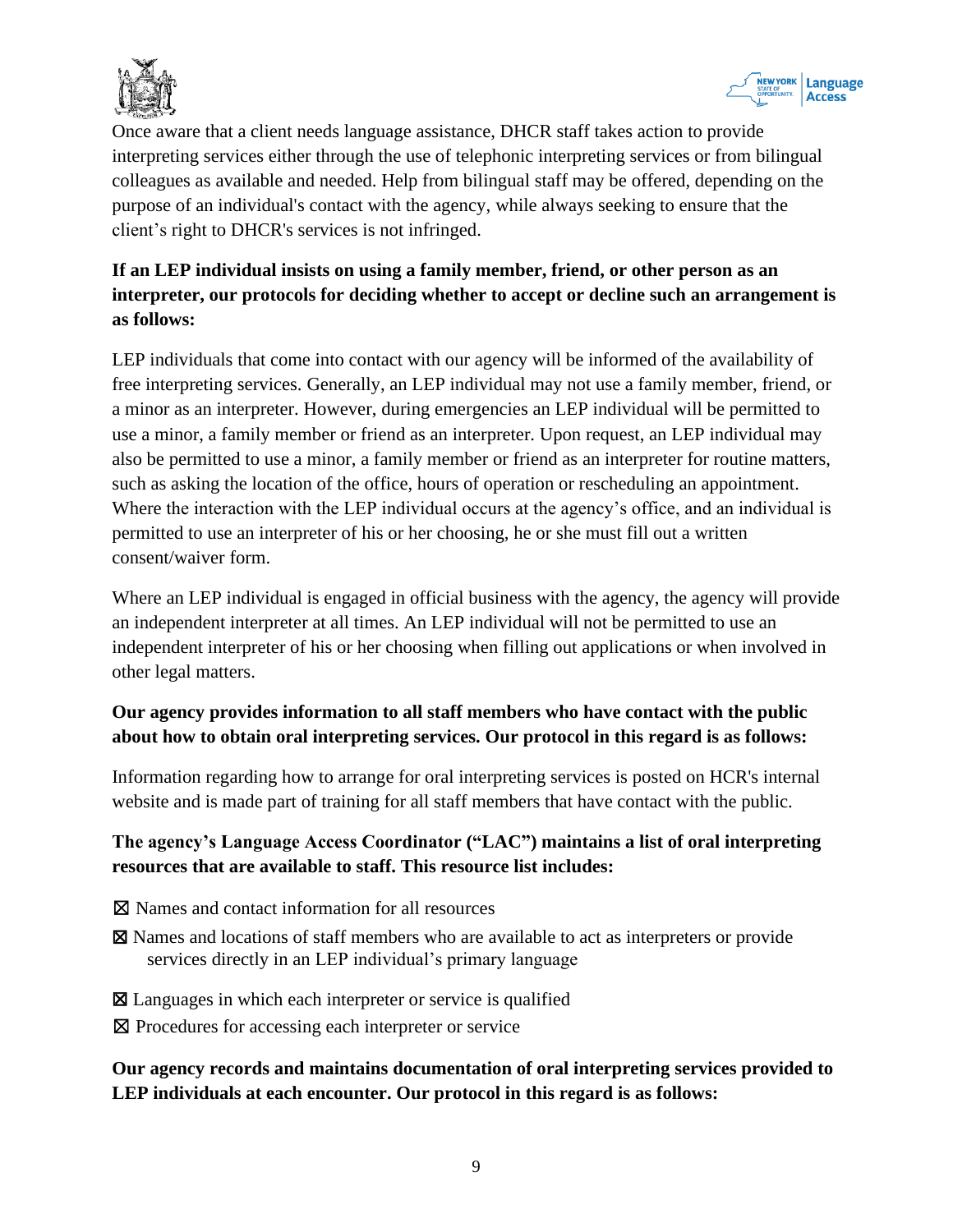Once aware that a client needs language assistance, DHCR staff takes action to provide interpreting services either through the use of telephonic interpreting services or from bilingual colleagues as available and needed. Help from bilingual staff may be offered, depending on the purpose of an individual's contact with the agency, while always seeking to ensure that the client's right to DHCR's services is not infringed.

**If an LEP individual insists on using a family member, friend, or other person as an interpreter, our protocols for deciding whether to accept or decline such an arrangement is as follows:**

LEP individuals that come into contact with our agency will be informed of the availability of free interpreting services. Generally, an LEP individual may not use a family member, friend, or a minor as an interpreter. However, during emergencies an LEP individual will be permitted to use a minor, a family member or friend as an interpreter. Upon request, an LEP individual may also be permitted to use a minor, a family member or friend as an interpreter for routine matters, such as asking the location of the office, hours of operation or rescheduling an appointment. Where the interaction with the LEP individual occurs at the agency's office, and an individual is permitted to use an interpreter of his or her choosing, he or she must fill out a written consent/waiver form.

Where an LEP individual is engaged in official business with the agency, the agency will provide an independent interpreter at all times. An LEP individual will not be permitted to use an independent interpreter of his or her choosing when filling out applications or when involved in other legal matters.

**Our agency provides information to all staff members who have contact with the public about how to obtain oral interpreting services. Our protocol in this regard is as follows:**

Information regarding how to arrange for oral interpreting services is posted on HCR's internal website and is made part of training for all staff members that have contact with the public.

**The agency's Language Access Coordinator ("LAC") maintains a list of oral interpreting resources that are available to staff. This resource list includes:**

☒ Names and contact information for all resources

☒ Names and locations of staff members who are available to act as interpreters or provide services directly in an LEP individual's primary language

☒ Languages in which each interpreter or service is qualified

☒ Procedures for accessing each interpreter or service

**Our agency records and maintains documentation of oral interpreting services provided to LEP individuals at each encounter. Our protocol in this regard is as follows:**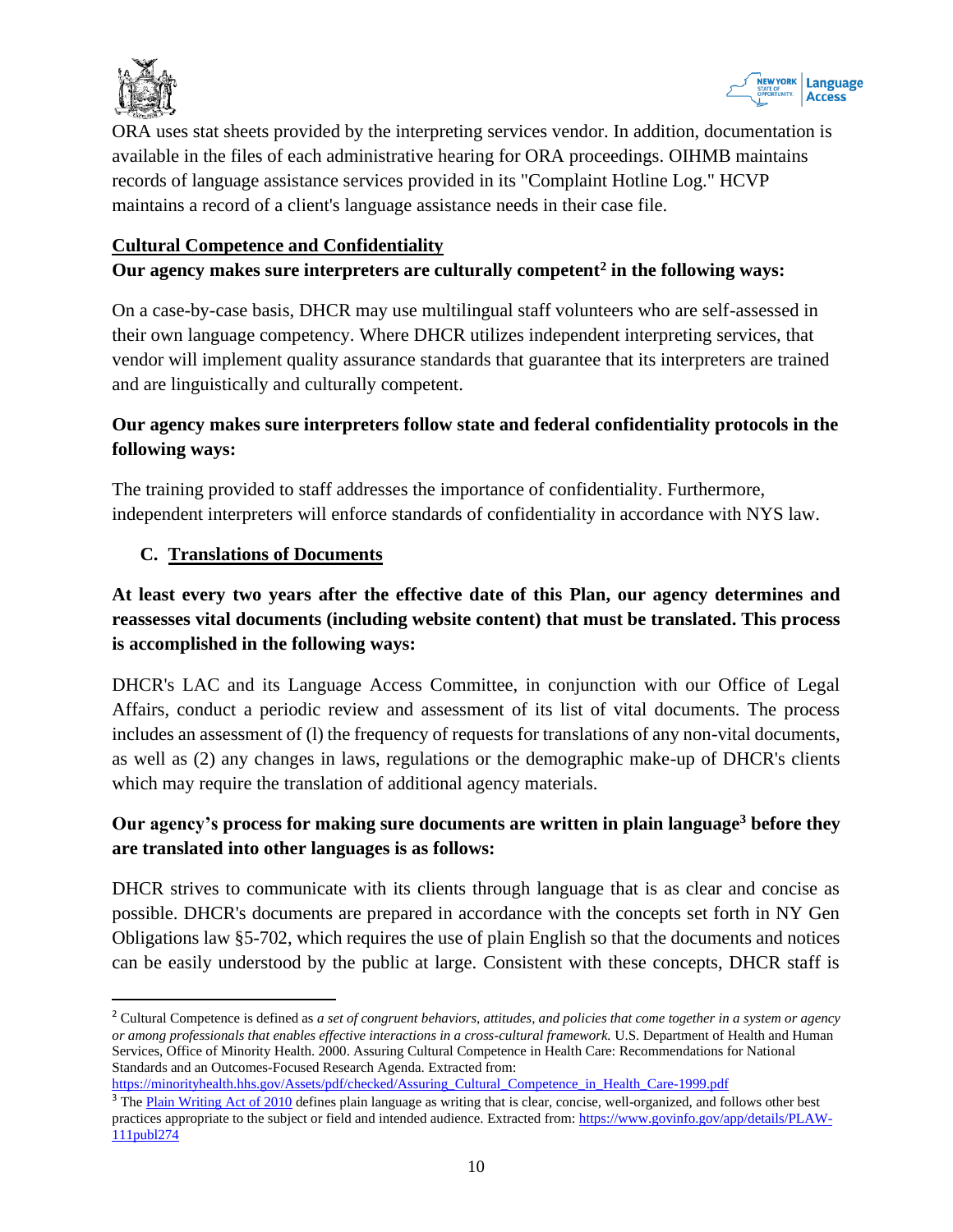ORA uses stat sheets provided by the interpreting services vendor. In addition, documentation is available in the files of each administrative hearing for ORA proceedings. OIHMB maintains records of language assistance services provided in its "Complaint Hotline Log." HCVP maintains a record of a client's language assistance needs in their case file.

**Cultural Competence and Confidentiality**

**Our agency makes sure interpreters are culturally competent[2] in the following ways:**

On a case-by-case basis, DHCR may use multilingual staff volunteers who are self-assessed in their own language competency. Where DHCR utilizes independent interpreting services, that vendor will implement quality assurance standards that guarantee that its interpreters are trained and are linguistically and culturally competent.

**Our agency makes sure interpreters follow state and federal confidentiality protocols in the following ways:**

The training provided to staff addresses the importance of confidentiality. Furthermore, independent interpreters will enforce standards of confidentiality in accordance with NYS law.

## C. Translations of Documents

**At least every two years after the effective date of this Plan, our agency determines and reassesses vital documents (including website content) that must be translated. This process is accomplished in the following ways:**

DHCR's LAC and its Language Access Committee, in conjunction with our Office of Legal Affairs, conduct a periodic review and assessment of its list of vital documents. The process includes an assessment of (l) the frequency of requests for translations of any non-vital documents, as well as (2) any changes in laws, regulations or the demographic make-up of DHCR's clients which may require the translation of additional agency materials.

**Our agency's process for making sure documents are written in plain language[3] before they are translated into other languages is as follows:**

DHCR strives to communicate with its clients through language that is as clear and concise as possible. DHCR's documents are prepared in accordance with the concepts set forth in NY Gen Obligations law §5-702, which requires the use of plain English so that the documents and notices can be easily understood by the public at large. Consistent with these concepts, DHCR staff is

---

[2] Cultural Competence is defined as *a set of congruent behaviors, attitudes, and policies that come together in a system or agency or among professionals that enables effective interactions in a cross-cultural framework.* U.S. Department of Health and Human Services, Office of Minority Health. 2000. Assuring Cultural Competence in Health Care: Recommendations for National Standards and an Outcomes-Focused Research Agenda. Extracted from: https://minorityhealth.hhs.gov/Assets/pdf/checked/Assuring_Cultural_Competence_in_Health_Care-1999.pdf

[3] The Plain Writing Act of 2010 defines plain language as writing that is clear, concise, well-organized, and follows other best practices appropriate to the subject or field and intended audience. Extracted from: https://www.govinfo.gov/app/details/PLAW-111publ274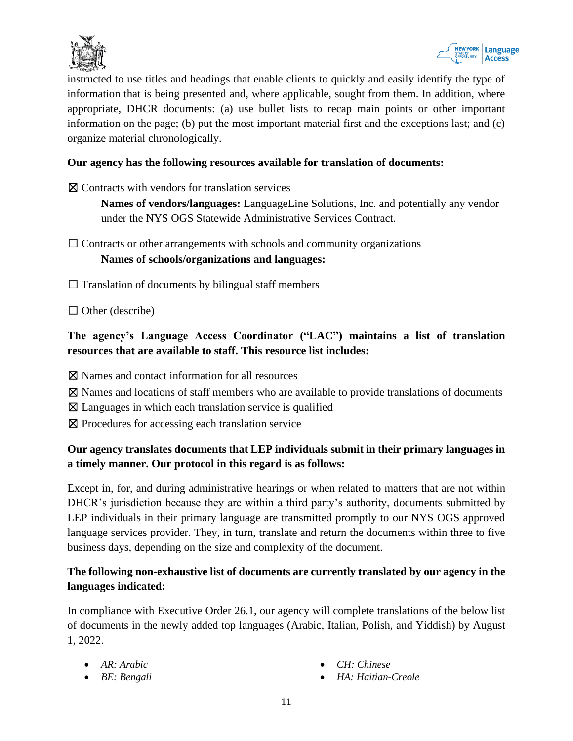instructed to use titles and headings that enable clients to quickly and easily identify the type of information that is being presented and, where applicable, sought from them. In addition, where appropriate, DHCR documents: (a) use bullet lists to recap main points or other important information on the page; (b) put the most important material first and the exceptions last; and (c) organize material chronologically.

**Our agency has the following resources available for translation of documents:**

☒ Contracts with vendors for translation services

> **Names of vendors/languages:** LanguageLine Solutions, Inc. and potentially any vendor under the NYS OGS Statewide Administrative Services Contract.

☐ Contracts or other arrangements with schools and community organizations

> **Names of schools/organizations and languages:**

☐ Translation of documents by bilingual staff members

☐ Other (describe)

**The agency's Language Access Coordinator ("LAC") maintains a list of translation resources that are available to staff. This resource list includes:**

☒ Names and contact information for all resources
☒ Names and locations of staff members who are available to provide translations of documents
☒ Languages in which each translation service is qualified
☒ Procedures for accessing each translation service

**Our agency translates documents that LEP individuals submit in their primary languages in a timely manner. Our protocol in this regard is as follows:**

Except in, for, and during administrative hearings or when related to matters that are not within DHCR's jurisdiction because they are within a third party's authority, documents submitted by LEP individuals in their primary language are transmitted promptly to our NYS OGS approved language services provider. They, in turn, translate and return the documents within three to five business days, depending on the size and complexity of the document.

**The following non-exhaustive list of documents are currently translated by our agency in the languages indicated:**

In compliance with Executive Order 26.1, our agency will complete translations of the below list of documents in the newly added top languages (Arabic, Italian, Polish, and Yiddish) by August 1, 2022.

- *AR: Arabic*
- *BE: Bengali*
- *CH: Chinese*
- *HA: Haitian-Creole*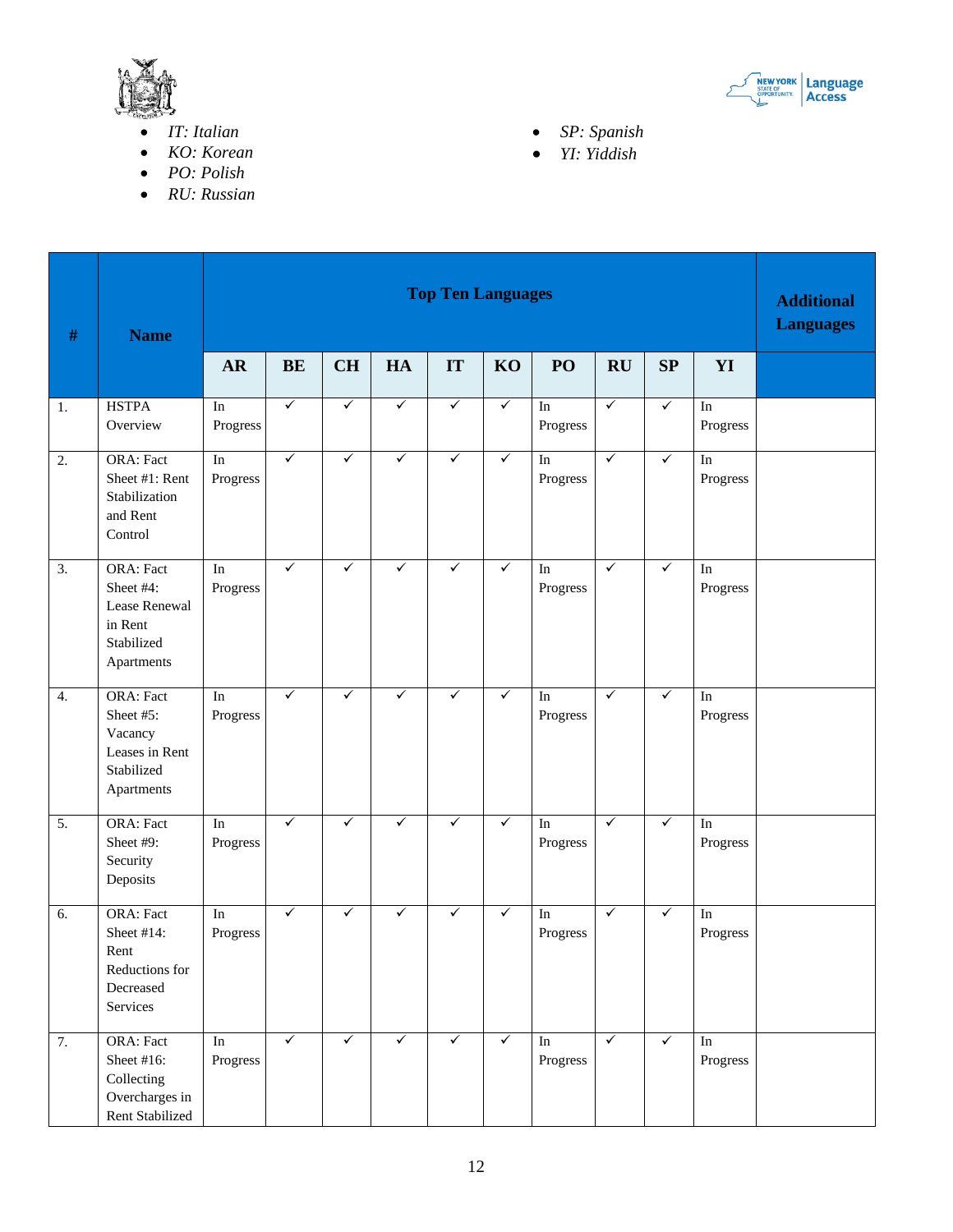- *IT: Italian*
- *KO: Korean*
- *PO: Polish*
- *RU: Russian*
- *SP: Spanish*
- *YI: Yiddish*

| # | Name | Top Ten Languages | | | | | | | | | | Additional Languages |
|---|---|---|---|---|---|---|---|---|---|---|---|---|
| | | AR | BE | CH | HA | IT | KO | PO | RU | SP | YI | |
| 1. | HSTPA Overview | In Progress | ✓ | ✓ | ✓ | ✓ | ✓ | In Progress | ✓ | ✓ | In Progress | |
| 2. | ORA: Fact Sheet #1: Rent Stabilization and Rent Control | In Progress | ✓ | ✓ | ✓ | ✓ | ✓ | In Progress | ✓ | ✓ | In Progress | |
| 3. | ORA: Fact Sheet #4: Lease Renewal in Rent Stabilized Apartments | In Progress | ✓ | ✓ | ✓ | ✓ | ✓ | In Progress | ✓ | ✓ | In Progress | |
| 4. | ORA: Fact Sheet #5: Vacancy Leases in Rent Stabilized Apartments | In Progress | ✓ | ✓ | ✓ | ✓ | ✓ | In Progress | ✓ | ✓ | In Progress | |
| 5. | ORA: Fact Sheet #9: Security Deposits | In Progress | ✓ | ✓ | ✓ | ✓ | ✓ | In Progress | ✓ | ✓ | In Progress | |
| 6. | ORA: Fact Sheet #14: Rent Reductions for Decreased Services | In Progress | ✓ | ✓ | ✓ | ✓ | ✓ | In Progress | ✓ | ✓ | In Progress | |
| 7. | ORA: Fact Sheet #16: Collecting Overcharges in Rent Stabilized | In Progress | ✓ | ✓ | ✓ | ✓ | ✓ | In Progress | ✓ | ✓ | In Progress | |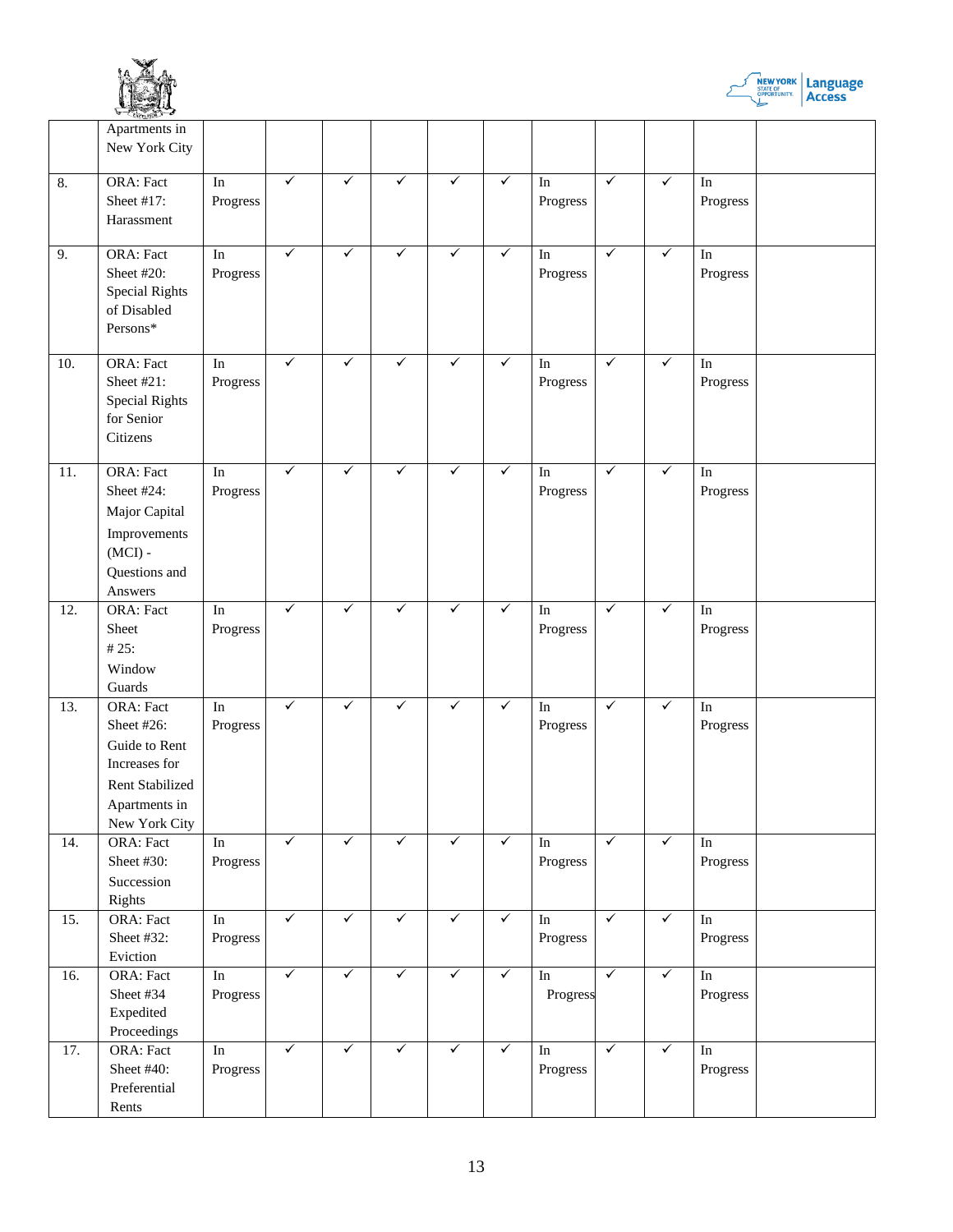| | | | | | | | | | | | | |
|---|---|---|---|---|---|---|---|---|---|---|---|---|
| | Apartments in New York City | | | | | | | | | | | |
| 8. | ORA: Fact Sheet #17: Harassment | In Progress | ✓ | ✓ | ✓ | ✓ | ✓ | In Progress | ✓ | ✓ | In Progress | |
| 9. | ORA: Fact Sheet #20: Special Rights of Disabled Persons* | In Progress | ✓ | ✓ | ✓ | ✓ | ✓ | In Progress | ✓ | ✓ | In Progress | |
| 10. | ORA: Fact Sheet #21: Special Rights for Senior Citizens | In Progress | ✓ | ✓ | ✓ | ✓ | ✓ | In Progress | ✓ | ✓ | In Progress | |
| 11. | ORA: Fact Sheet #24: Major Capital Improvements (MCI) - Questions and Answers | In Progress | ✓ | ✓ | ✓ | ✓ | ✓ | In Progress | ✓ | ✓ | In Progress | |
| 12. | ORA: Fact Sheet # 25: Window Guards | In Progress | ✓ | ✓ | ✓ | ✓ | ✓ | In Progress | ✓ | ✓ | In Progress | |
| 13. | ORA: Fact Sheet #26: Guide to Rent Increases for Rent Stabilized Apartments in New York City | In Progress | ✓ | ✓ | ✓ | ✓ | ✓ | In Progress | ✓ | ✓ | In Progress | |
| 14. | ORA: Fact Sheet #30: Succession Rights | In Progress | ✓ | ✓ | ✓ | ✓ | ✓ | In Progress | ✓ | ✓ | In Progress | |
| 15. | ORA: Fact Sheet #32: Eviction | In Progress | ✓ | ✓ | ✓ | ✓ | ✓ | In Progress | ✓ | ✓ | In Progress | |
| 16. | ORA: Fact Sheet #34 Expedited Proceedings | In Progress | ✓ | ✓ | ✓ | ✓ | ✓ | In Progress | ✓ | ✓ | In Progress | |
| 17. | ORA: Fact Sheet #40: Preferential Rents | In Progress | ✓ | ✓ | ✓ | ✓ | ✓ | In Progress | ✓ | ✓ | In Progress | |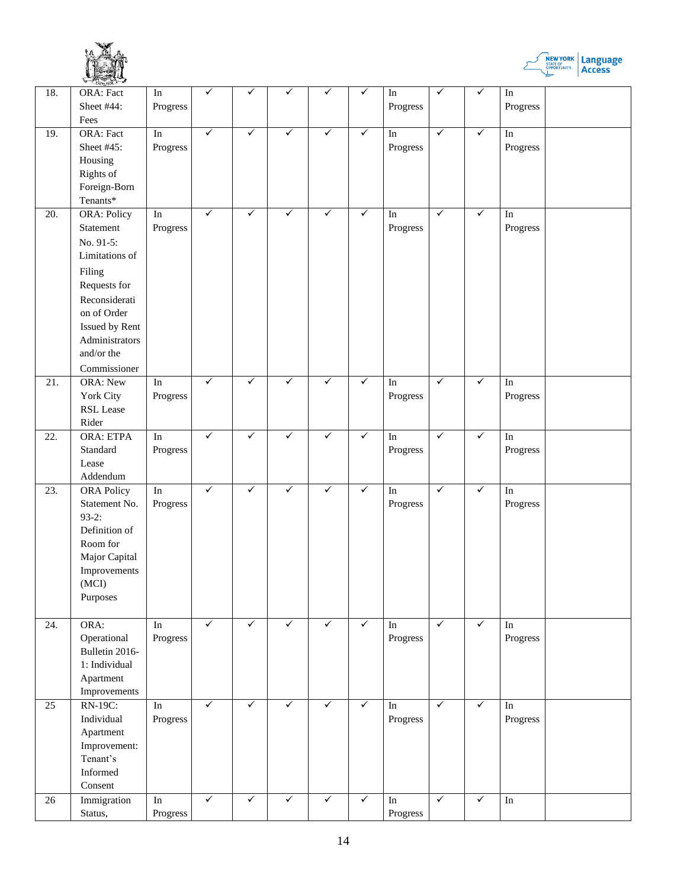| | | | | | | | | | | | | |
|---|---|---|---|---|---|---|---|---|---|---|---|---|
| 18. | ORA: Fact Sheet #44: Fees | In Progress | ✓ | ✓ | ✓ | ✓ | ✓ | In Progress | ✓ | ✓ | In Progress | |
| 19. | ORA: Fact Sheet #45: Housing Rights of Foreign-Born Tenants* | In Progress | ✓ | ✓ | ✓ | ✓ | ✓ | In Progress | ✓ | ✓ | In Progress | |
| 20. | ORA: Policy Statement No. 91-5: Limitations of Filing Requests for Reconsideration of Order Issued by Rent Administrators and/or the Commissioner | In Progress | ✓ | ✓ | ✓ | ✓ | ✓ | In Progress | ✓ | ✓ | In Progress | |
| 21. | ORA: New York City RSL Lease Rider | In Progress | ✓ | ✓ | ✓ | ✓ | ✓ | In Progress | ✓ | ✓ | In Progress | |
| 22. | ORA: ETPA Standard Lease Addendum | In Progress | ✓ | ✓ | ✓ | ✓ | ✓ | In Progress | ✓ | ✓ | In Progress | |
| 23. | ORA Policy Statement No. 93-2: Definition of Room for Major Capital Improvements (MCI) Purposes | In Progress | ✓ | ✓ | ✓ | ✓ | ✓ | In Progress | ✓ | ✓ | In Progress | |
| 24. | ORA: Operational Bulletin 2016-1: Individual Apartment Improvements | In Progress | ✓ | ✓ | ✓ | ✓ | ✓ | In Progress | ✓ | ✓ | In Progress | |
| 25 | RN-19C: Individual Apartment Improvement: Tenant's Informed Consent | In Progress | ✓ | ✓ | ✓ | ✓ | ✓ | In Progress | ✓ | ✓ | In Progress | |
| 26 | Immigration Status, | In Progress | ✓ | ✓ | ✓ | ✓ | ✓ | In Progress | ✓ | ✓ | In | |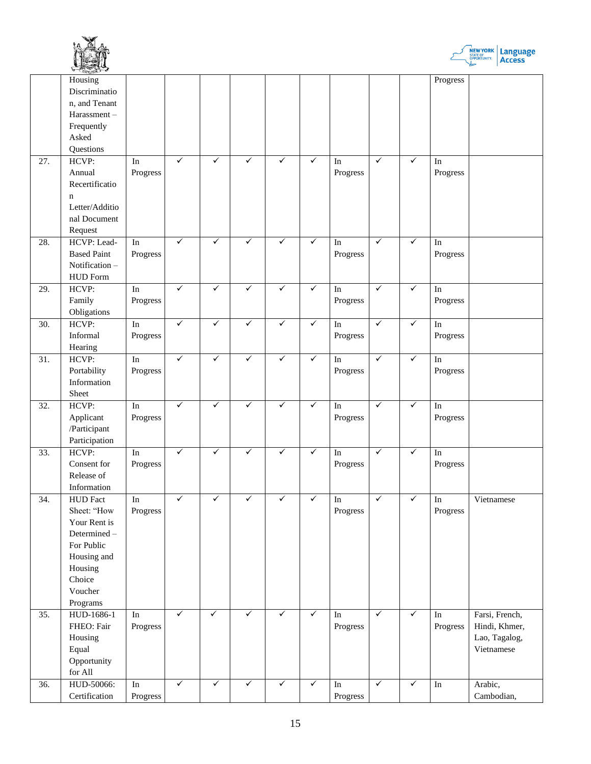| | | | | | | | | | | | | |
|---|---|---|---|---|---|---|---|---|---|---|---|---|
| | Housing Discrimination, and Tenant Harassment – Frequently Asked Questions | | | | | | | | | | Progress | |
| 27. | HCVP: Annual Recertification Letter/Additional Document Request | In Progress | ✓ | ✓ | ✓ | ✓ | ✓ | In Progress | ✓ | ✓ | In Progress | |
| 28. | HCVP: Lead-Based Paint Notification – HUD Form | In Progress | ✓ | ✓ | ✓ | ✓ | ✓ | In Progress | ✓ | ✓ | In Progress | |
| 29. | HCVP: Family Obligations | In Progress | ✓ | ✓ | ✓ | ✓ | ✓ | In Progress | ✓ | ✓ | In Progress | |
| 30. | HCVP: Informal Hearing | In Progress | ✓ | ✓ | ✓ | ✓ | ✓ | In Progress | ✓ | ✓ | In Progress | |
| 31. | HCVP: Portability Information Sheet | In Progress | ✓ | ✓ | ✓ | ✓ | ✓ | In Progress | ✓ | ✓ | In Progress | |
| 32. | HCVP: Applicant /Participant Participation | In Progress | ✓ | ✓ | ✓ | ✓ | ✓ | In Progress | ✓ | ✓ | In Progress | |
| 33. | HCVP: Consent for Release of Information | In Progress | ✓ | ✓ | ✓ | ✓ | ✓ | In Progress | ✓ | ✓ | In Progress | |
| 34. | HUD Fact Sheet: "How Your Rent is Determined – For Public Housing and Housing Choice Voucher Programs | In Progress | ✓ | ✓ | ✓ | ✓ | ✓ | In Progress | ✓ | ✓ | In Progress | Vietnamese |
| 35. | HUD-1686-1 FHEO: Fair Housing Equal Opportunity for All | In Progress | ✓ | ✓ | ✓ | ✓ | ✓ | In Progress | ✓ | ✓ | In Progress | Farsi, French, Hindi, Khmer, Lao, Tagalog, Vietnamese |
| 36. | HUD-50066: Certification | In Progress | ✓ | ✓ | ✓ | ✓ | ✓ | In Progress | ✓ | ✓ | In | Arabic, Cambodian, |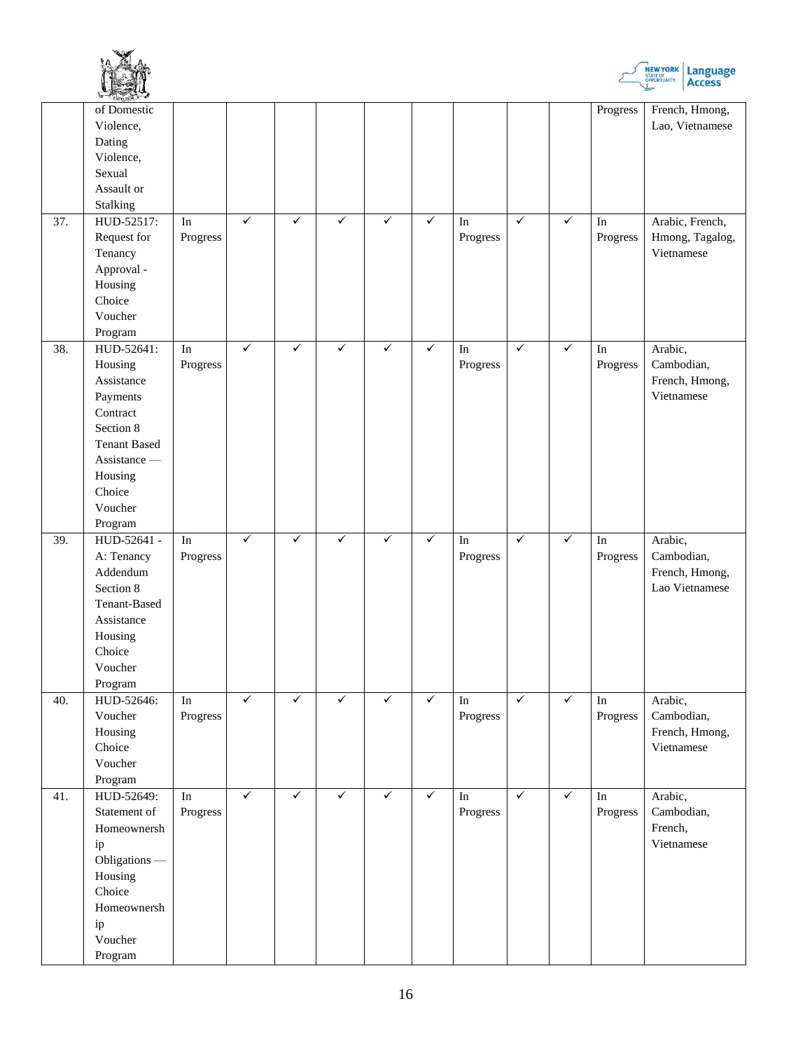|  |  |  |  |  |  |  |  |  |  |  |  |  |
|---|---|---|---|---|---|---|---|---|---|---|---|---|
|  | of Domestic Violence, Dating Violence, Sexual Assault or Stalking |  |  |  |  |  |  |  |  |  | Progress | French, Hmong, Lao, Vietnamese |
| 37. | HUD-52517: Request for Tenancy Approval - Housing Choice Voucher Program | In Progress | ✓ | ✓ | ✓ | ✓ | ✓ | In Progress | ✓ | ✓ | In Progress | Arabic, French, Hmong, Tagalog, Vietnamese |
| 38. | HUD-52641: Housing Assistance Payments Contract Section 8 Tenant Based Assistance — Housing Choice Voucher Program | In Progress | ✓ | ✓ | ✓ | ✓ | ✓ | In Progress | ✓ | ✓ | In Progress | Arabic, Cambodian, French, Hmong, Vietnamese |
| 39. | HUD-52641 - A: Tenancy Addendum Section 8 Tenant-Based Assistance Housing Choice Voucher Program | In Progress | ✓ | ✓ | ✓ | ✓ | ✓ | In Progress | ✓ | ✓ | In Progress | Arabic, Cambodian, French, Hmong, Lao Vietnamese |
| 40. | HUD-52646: Voucher Housing Choice Voucher Program | In Progress | ✓ | ✓ | ✓ | ✓ | ✓ | In Progress | ✓ | ✓ | In Progress | Arabic, Cambodian, French, Hmong, Vietnamese |
| 41. | HUD-52649: Statement of Homeownership Obligations — Housing Choice Homeownership Voucher Program | In Progress | ✓ | ✓ | ✓ | ✓ | ✓ | In Progress | ✓ | ✓ | In Progress | Arabic, Cambodian, French, Vietnamese |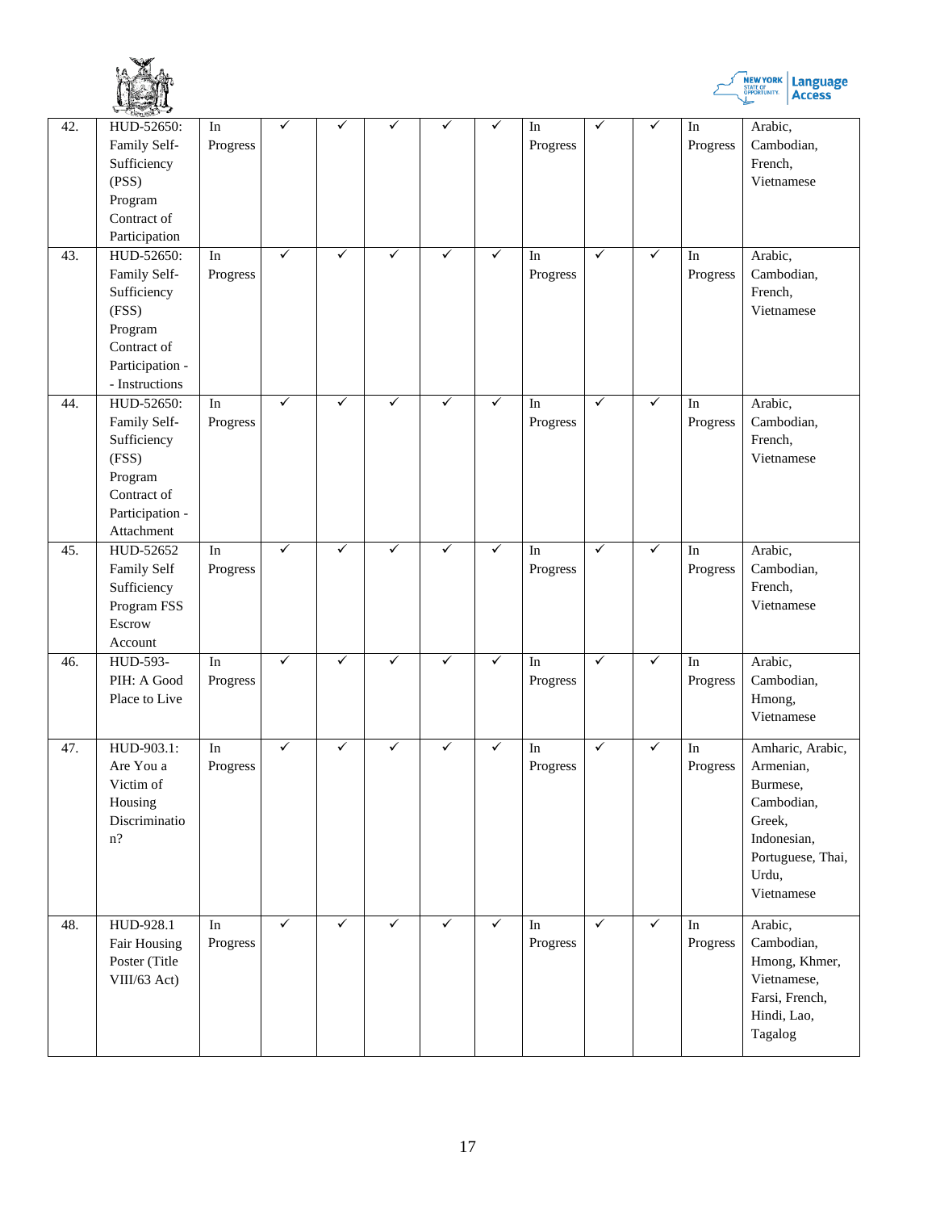| | | | | | | | | | | | | |
|---|---|---|---|---|---|---|---|---|---|---|---|---|
| 42. | HUD-52650: Family Self-Sufficiency (PSS) Program Contract of Participation | In Progress | ✓ | ✓ | ✓ | ✓ | ✓ | In Progress | ✓ | ✓ | In Progress | Arabic, Cambodian, French, Vietnamese |
| 43. | HUD-52650: Family Self-Sufficiency (FSS) Program Contract of Participation -- Instructions | In Progress | ✓ | ✓ | ✓ | ✓ | ✓ | In Progress | ✓ | ✓ | In Progress | Arabic, Cambodian, French, Vietnamese |
| 44. | HUD-52650: Family Self-Sufficiency (FSS) Program Contract of Participation - Attachment | In Progress | ✓ | ✓ | ✓ | ✓ | ✓ | In Progress | ✓ | ✓ | In Progress | Arabic, Cambodian, French, Vietnamese |
| 45. | HUD-52652 Family Self Sufficiency Program FSS Escrow Account | In Progress | ✓ | ✓ | ✓ | ✓ | ✓ | In Progress | ✓ | ✓ | In Progress | Arabic, Cambodian, French, Vietnamese |
| 46. | HUD-593-PIH: A Good Place to Live | In Progress | ✓ | ✓ | ✓ | ✓ | ✓ | In Progress | ✓ | ✓ | In Progress | Arabic, Cambodian, Hmong, Vietnamese |
| 47. | HUD-903.1: Are You a Victim of Housing Discrimination? | In Progress | ✓ | ✓ | ✓ | ✓ | ✓ | In Progress | ✓ | ✓ | In Progress | Amharic, Arabic, Armenian, Burmese, Cambodian, Greek, Indonesian, Portuguese, Thai, Urdu, Vietnamese |
| 48. | HUD-928.1 Fair Housing Poster (Title VIII/63 Act) | In Progress | ✓ | ✓ | ✓ | ✓ | ✓ | In Progress | ✓ | ✓ | In Progress | Arabic, Cambodian, Hmong, Khmer, Vietnamese, Farsi, French, Hindi, Lao, Tagalog |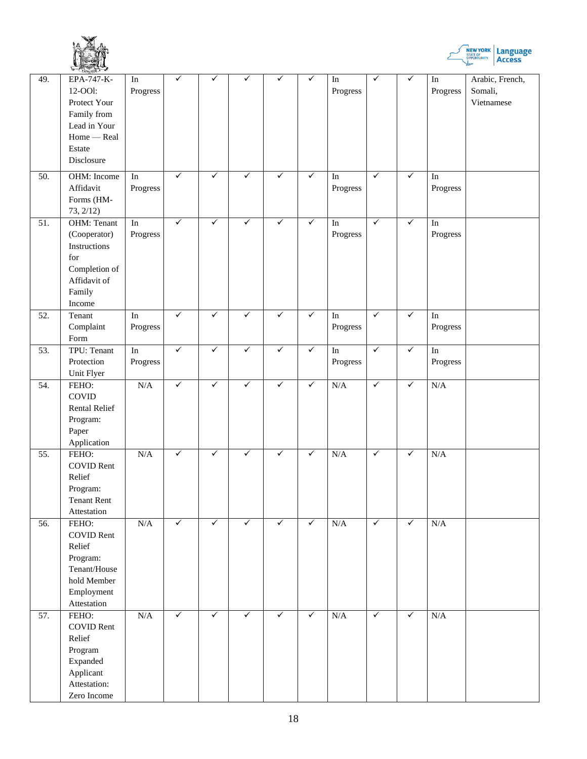| 49. | EPA-747-K-12-OOl: Protect Your Family from Lead in Your Home — Real Estate Disclosure | In Progress | ✓ | ✓ | ✓ | ✓ | ✓ | In Progress | ✓ | ✓ | In Progress | Arabic, French, Somali, Vietnamese |
|---|---|---|---|---|---|---|---|---|---|---|---|---|
| 50. | OHM: Income Affidavit Forms (HM-73, 2/12) | In Progress | ✓ | ✓ | ✓ | ✓ | ✓ | In Progress | ✓ | ✓ | In Progress | |
| 51. | OHM: Tenant (Cooperator) Instructions for Completion of Affidavit of Family Income | In Progress | ✓ | ✓ | ✓ | ✓ | ✓ | In Progress | ✓ | ✓ | In Progress | |
| 52. | Tenant Complaint Form | In Progress | ✓ | ✓ | ✓ | ✓ | ✓ | In Progress | ✓ | ✓ | In Progress | |
| 53. | TPU: Tenant Protection Unit Flyer | In Progress | ✓ | ✓ | ✓ | ✓ | ✓ | In Progress | ✓ | ✓ | In Progress | |
| 54. | FEHO: COVID Rental Relief Program: Paper Application | N/A | ✓ | ✓ | ✓ | ✓ | ✓ | N/A | ✓ | ✓ | N/A | |
| 55. | FEHO: COVID Rent Relief Program: Tenant Rent Attestation | N/A | ✓ | ✓ | ✓ | ✓ | ✓ | N/A | ✓ | ✓ | N/A | |
| 56. | FEHO: COVID Rent Relief Program: Tenant/Household Member Employment Attestation | N/A | ✓ | ✓ | ✓ | ✓ | ✓ | N/A | ✓ | ✓ | N/A | |
| 57. | FEHO: COVID Rent Relief Program Expanded Applicant Attestation: Zero Income | N/A | ✓ | ✓ | ✓ | ✓ | ✓ | N/A | ✓ | ✓ | N/A | |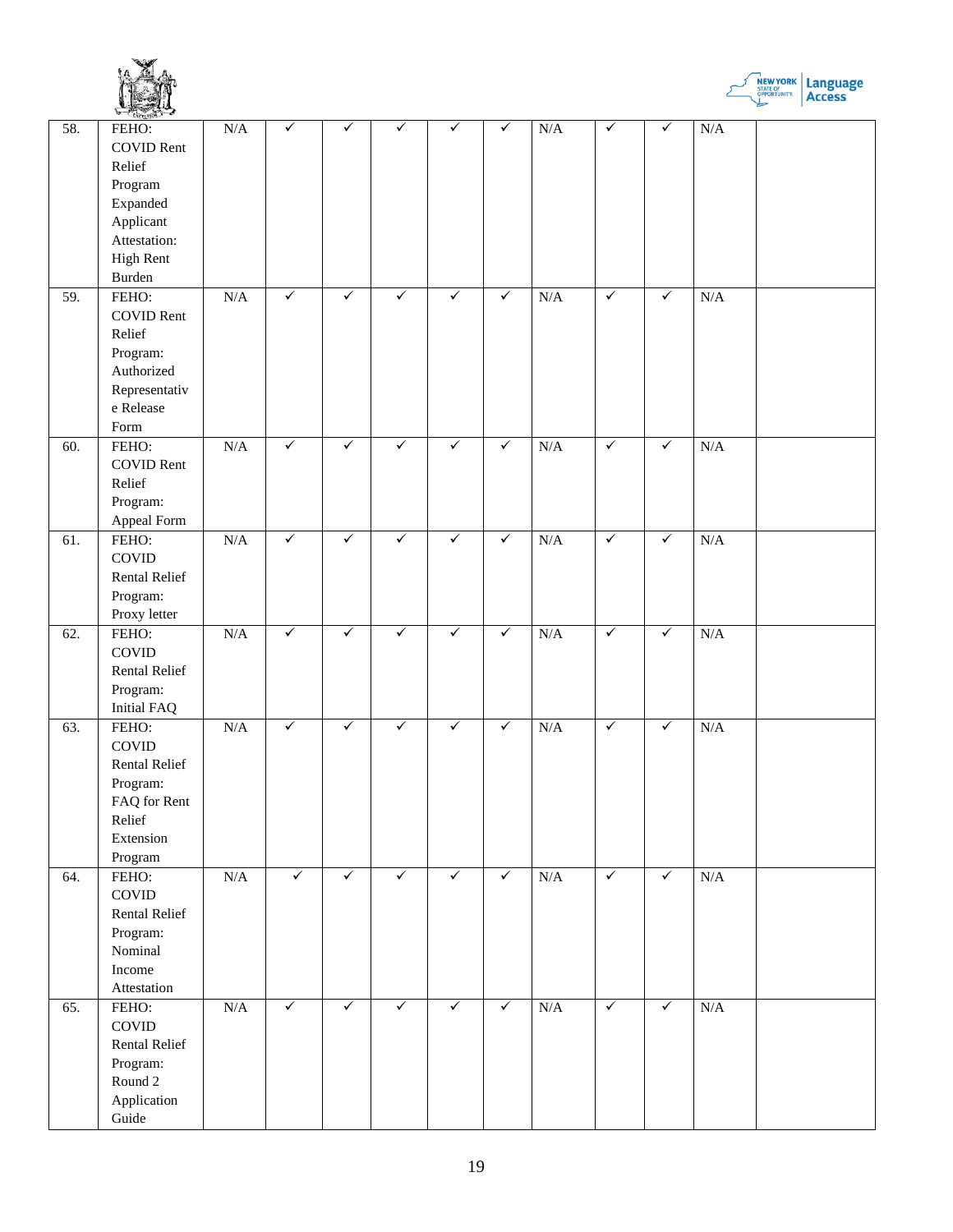| | | | | | | | | | | | | |
|---|---|---|---|---|---|---|---|---|---|---|---|---|
| 58. | FEHO: COVID Rent Relief Program Expanded Applicant Attestation: High Rent Burden | N/A | ✓ | ✓ | ✓ | ✓ | ✓ | N/A | ✓ | ✓ | N/A | |
| 59. | FEHO: COVID Rent Relief Program: Authorized Representative Release Form | N/A | ✓ | ✓ | ✓ | ✓ | ✓ | N/A | ✓ | ✓ | N/A | |
| 60. | FEHO: COVID Rent Relief Program: Appeal Form | N/A | ✓ | ✓ | ✓ | ✓ | ✓ | N/A | ✓ | ✓ | N/A | |
| 61. | FEHO: COVID Rental Relief Program: Proxy letter | N/A | ✓ | ✓ | ✓ | ✓ | ✓ | N/A | ✓ | ✓ | N/A | |
| 62. | FEHO: COVID Rental Relief Program: Initial FAQ | N/A | ✓ | ✓ | ✓ | ✓ | ✓ | N/A | ✓ | ✓ | N/A | |
| 63. | FEHO: COVID Rental Relief Program: FAQ for Rent Relief Extension Program | N/A | ✓ | ✓ | ✓ | ✓ | ✓ | N/A | ✓ | ✓ | N/A | |
| 64. | FEHO: COVID Rental Relief Program: Nominal Income Attestation | N/A | ✓ | ✓ | ✓ | ✓ | ✓ | N/A | ✓ | ✓ | N/A | |
| 65. | FEHO: COVID Rental Relief Program: Round 2 Application Guide | N/A | ✓ | ✓ | ✓ | ✓ | ✓ | N/A | ✓ | ✓ | N/A | |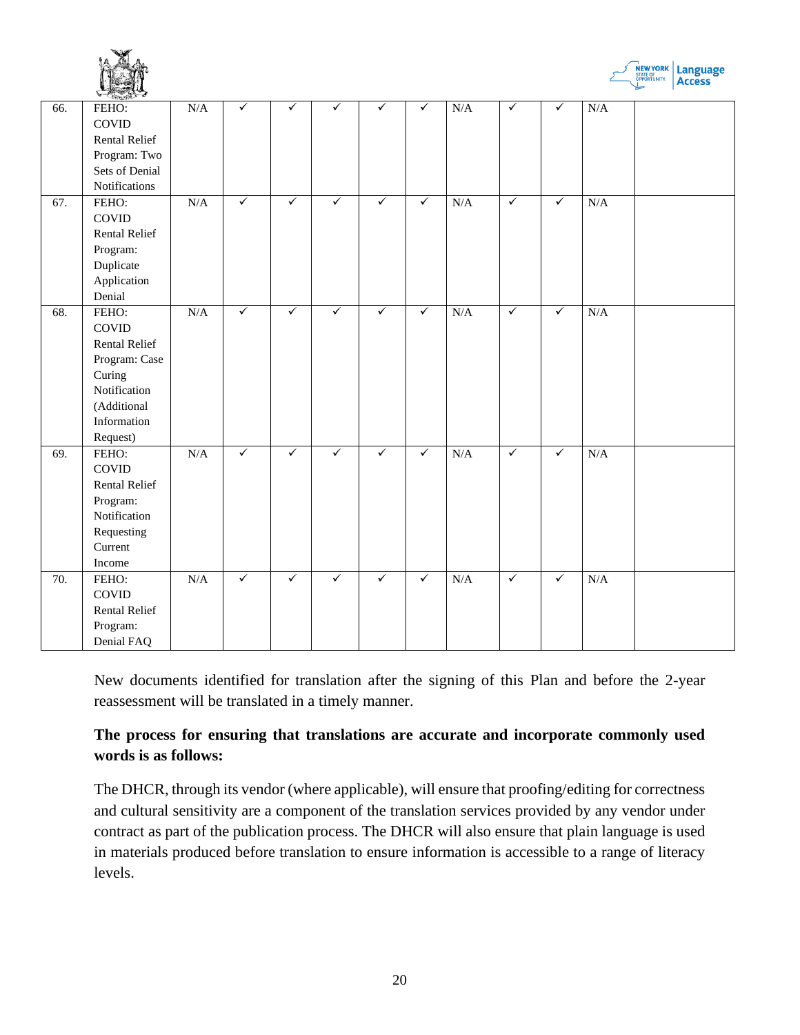| | | | | | | | | | | | | |
|---|---|---|---|---|---|---|---|---|---|---|---|---|
| 66. | FEHO: COVID Rental Relief Program: Two Sets of Denial Notifications | N/A | ✓ | ✓ | ✓ | ✓ | ✓ | N/A | ✓ | ✓ | N/A | |
| 67. | FEHO: COVID Rental Relief Program: Duplicate Application Denial | N/A | ✓ | ✓ | ✓ | ✓ | ✓ | N/A | ✓ | ✓ | N/A | |
| 68. | FEHO: COVID Rental Relief Program: Case Curing Notification (Additional Information Request) | N/A | ✓ | ✓ | ✓ | ✓ | ✓ | N/A | ✓ | ✓ | N/A | |
| 69. | FEHO: COVID Rental Relief Program: Notification Requesting Current Income | N/A | ✓ | ✓ | ✓ | ✓ | ✓ | N/A | ✓ | ✓ | N/A | |
| 70. | FEHO: COVID Rental Relief Program: Denial FAQ | N/A | ✓ | ✓ | ✓ | ✓ | ✓ | N/A | ✓ | ✓ | N/A | |

New documents identified for translation after the signing of this Plan and before the 2-year reassessment will be translated in a timely manner.

**The process for ensuring that translations are accurate and incorporate commonly used words is as follows:**

The DHCR, through its vendor (where applicable), will ensure that proofing/editing for correctness and cultural sensitivity are a component of the translation services provided by any vendor under contract as part of the publication process. The DHCR will also ensure that plain language is used in materials produced before translation to ensure information is accessible to a range of literacy levels.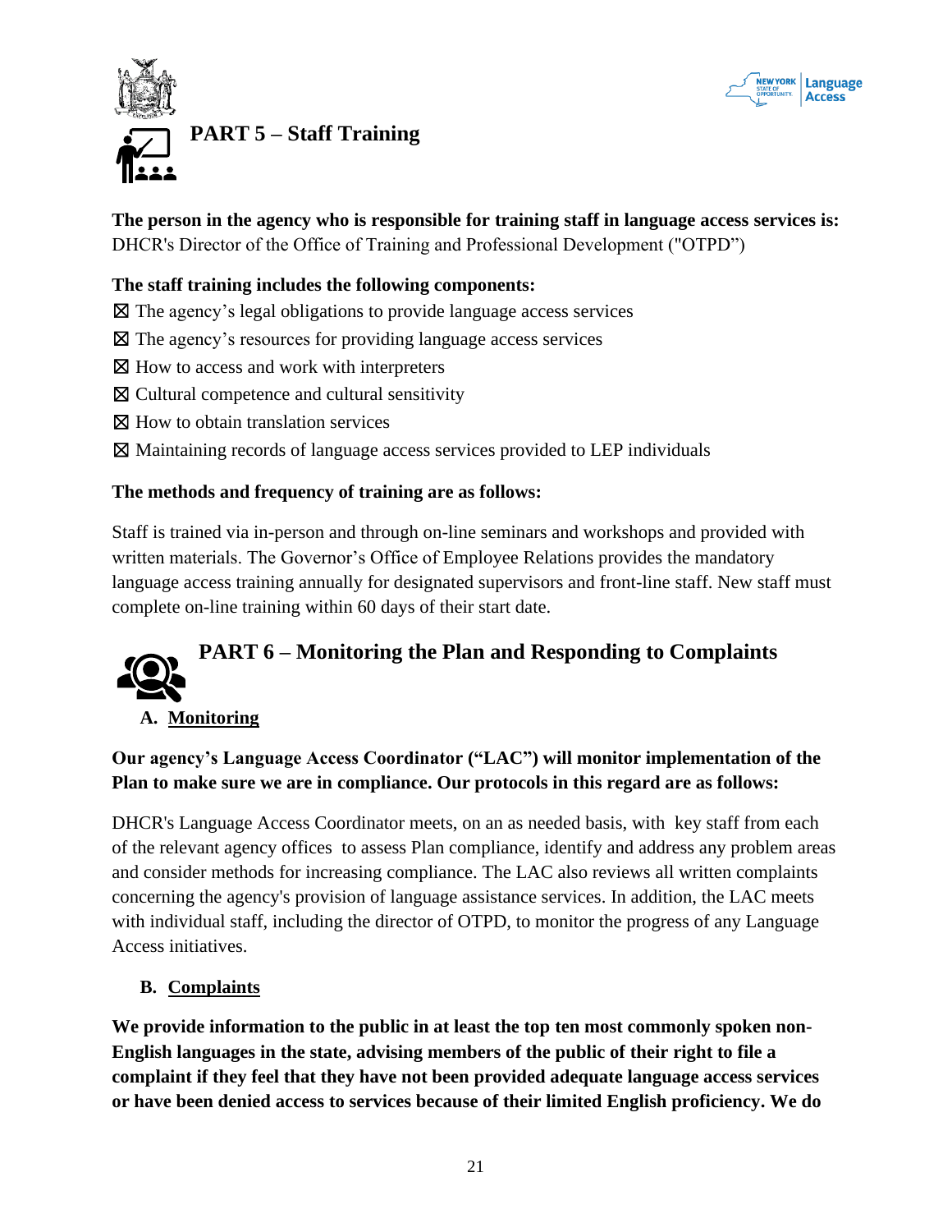# PART 5 – Staff Training

**The person in the agency who is responsible for training staff in language access services is:**
DHCR's Director of the Office of Training and Professional Development ("OTPD")

**The staff training includes the following components:**

☒ The agency's legal obligations to provide language access services
☒ The agency's resources for providing language access services
☒ How to access and work with interpreters
☒ Cultural competence and cultural sensitivity
☒ How to obtain translation services
☒ Maintaining records of language access services provided to LEP individuals

**The methods and frequency of training are as follows:**

Staff is trained via in-person and through on-line seminars and workshops and provided with written materials. The Governor's Office of Employee Relations provides the mandatory language access training annually for designated supervisors and front-line staff. New staff must complete on-line training within 60 days of their start date.

# PART 6 – Monitoring the Plan and Responding to Complaints

## A. Monitoring

**Our agency's Language Access Coordinator ("LAC") will monitor implementation of the Plan to make sure we are in compliance. Our protocols in this regard are as follows:**

DHCR's Language Access Coordinator meets, on an as needed basis, with key staff from each of the relevant agency offices to assess Plan compliance, identify and address any problem areas and consider methods for increasing compliance. The LAC also reviews all written complaints concerning the agency's provision of language assistance services. In addition, the LAC meets with individual staff, including the director of OTPD, to monitor the progress of any Language Access initiatives.

## B. Complaints

**We provide information to the public in at least the top ten most commonly spoken non-English languages in the state, advising members of the public of their right to file a complaint if they feel that they have not been provided adequate language access services or have been denied access to services because of their limited English proficiency. We do**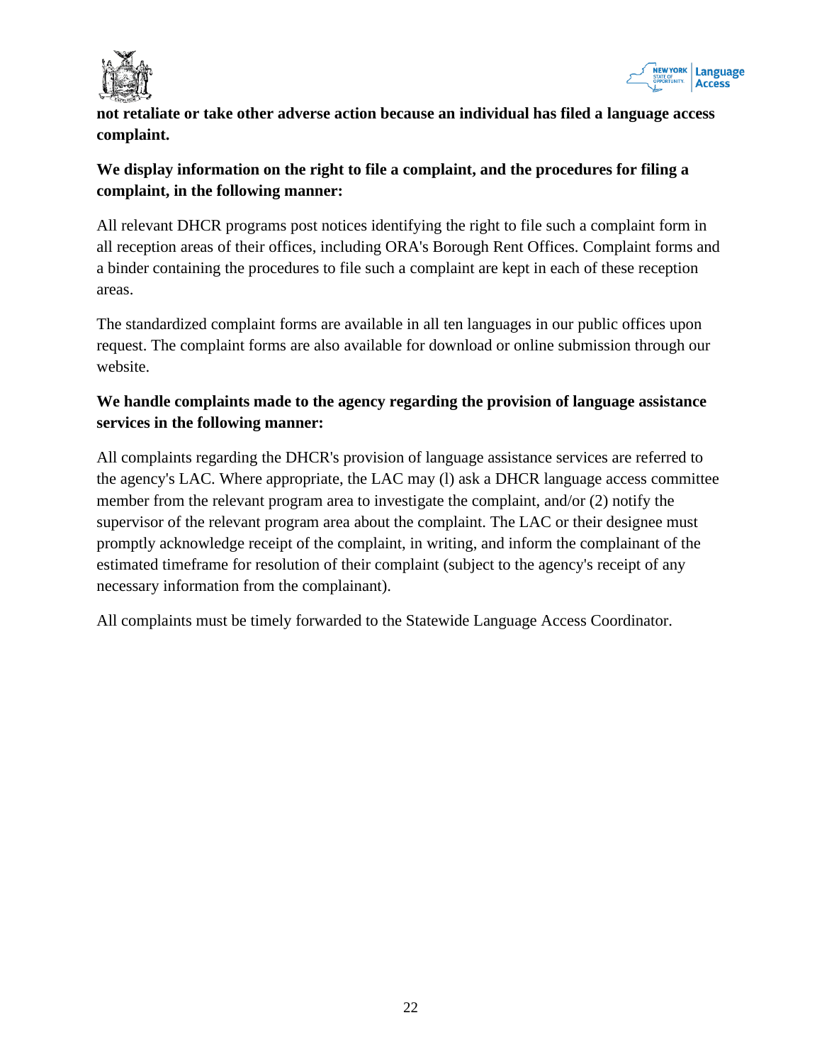**not retaliate or take other adverse action because an individual has filed a language access complaint.**

**We display information on the right to file a complaint, and the procedures for filing a complaint, in the following manner:**

All relevant DHCR programs post notices identifying the right to file such a complaint form in all reception areas of their offices, including ORA's Borough Rent Offices. Complaint forms and a binder containing the procedures to file such a complaint are kept in each of these reception areas.

The standardized complaint forms are available in all ten languages in our public offices upon request. The complaint forms are also available for download or online submission through our website.

**We handle complaints made to the agency regarding the provision of language assistance services in the following manner:**

All complaints regarding the DHCR's provision of language assistance services are referred to the agency's LAC. Where appropriate, the LAC may (l) ask a DHCR language access committee member from the relevant program area to investigate the complaint, and/or (2) notify the supervisor of the relevant program area about the complaint. The LAC or their designee must promptly acknowledge receipt of the complaint, in writing, and inform the complainant of the estimated timeframe for resolution of their complaint (subject to the agency's receipt of any necessary information from the complainant).

All complaints must be timely forwarded to the Statewide Language Access Coordinator.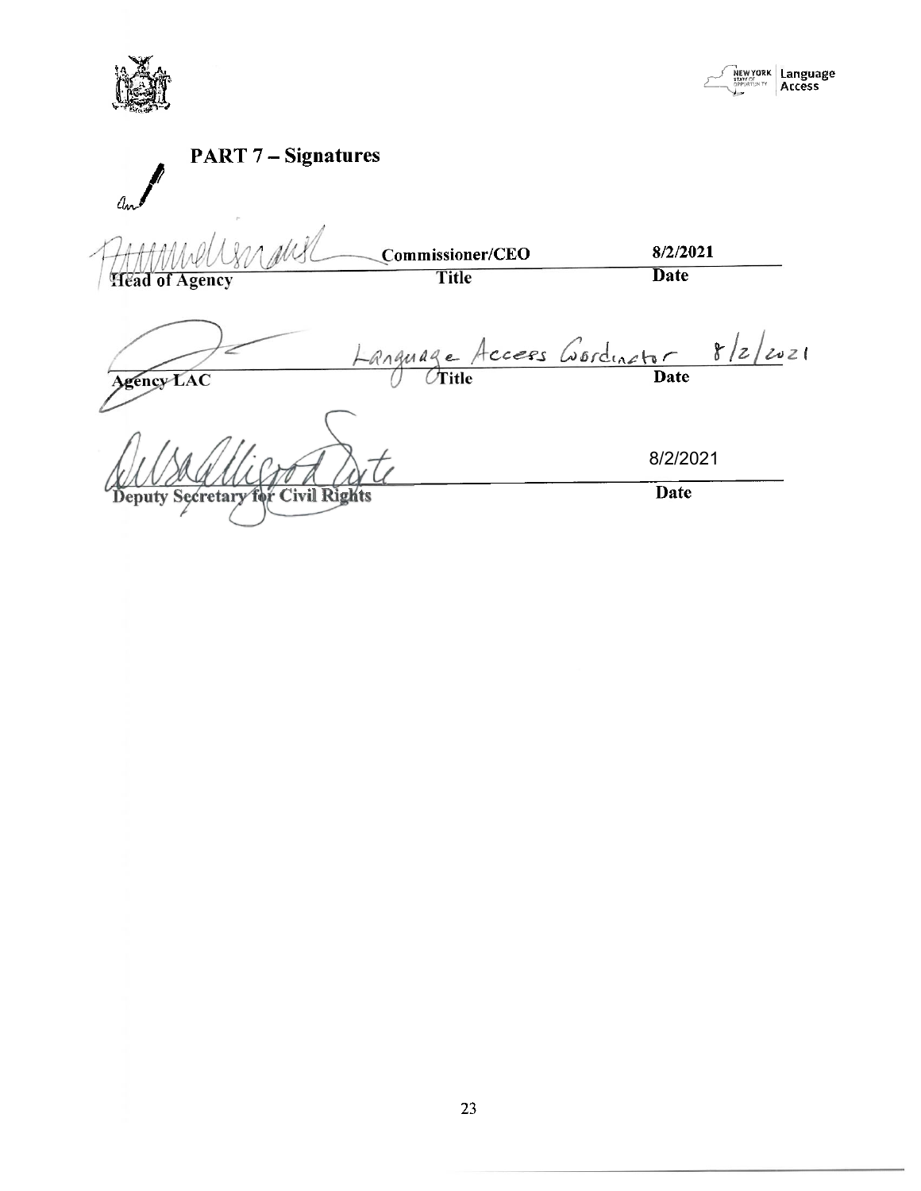## PART 7 – Signatures

| | | |
|---|---|---|
| Head of Agency | Commissioner/CEO | 8/2/2021 |
| | Title | Date |
| Agency LAC | Language Access Coordinator | 8/2/2021 |
| | Title | Date |
| Deputy Secretary for Civil Rights | | 8/2/2021 |
| | | Date |